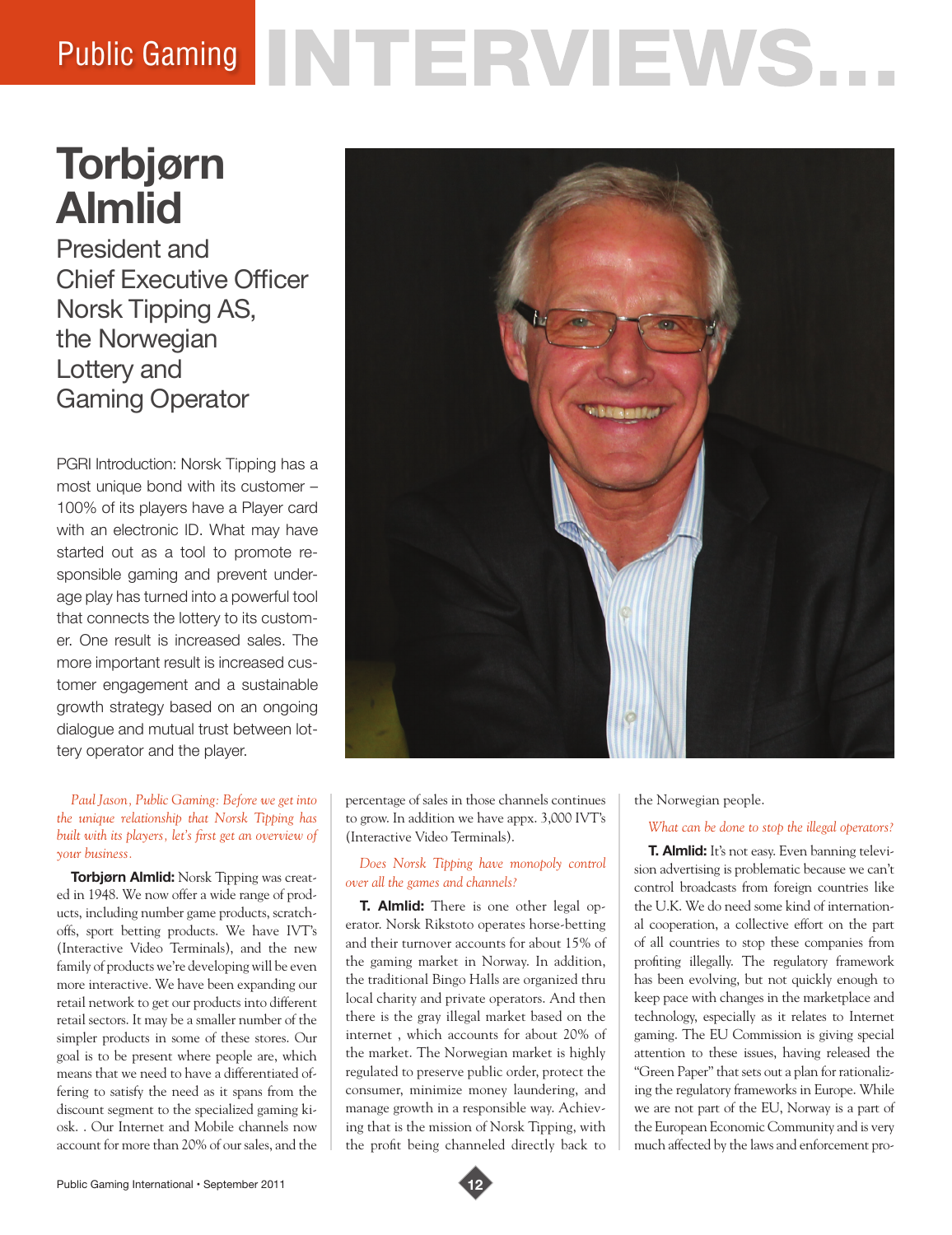# Torbjørn Almlid

## President and Chief Executive Officer Norsk Tipping AS, the Norwegian Lottery and Gaming Operator

PGRI Introduction: Norsk Tipping has a most unique bond with its customer – 100% of its players have a Player card with an electronic ID. What may have started out as a tool to promote responsible gaming and prevent underage play has turned into a powerful tool that connects the lottery to its customer. One result is increased sales. The more important result is increased customer engagement and a sustainable growth strategy based on an ongoing dialogue and mutual trust between lottery operator and the player.

*Paul Jason, Public Gaming: Before we get into the unique relationship that Norsk Tipping has built with its players, let's first get an overview of your business.*

**Torbjørn Almlid:** Norsk Tipping was created in 1948. We now offer a wide range of products, including number game products, scratch-offs, sport betting products. We have IVT's (Interactive Video Terminals), and the new family of products we're developing will be even more interactive. We have been expanding our retail network to get our products into different retail sectors. It may be a smaller number of the simpler products in some of these stores. Our goal is to be present where people are, which means that we need to have a differentiated offering to satisfy the need as it spans from the discount segment to the specialized gaming kiosk. . Our Internet and Mobile channels now account for more than 20% of our sales, and the percentage of sales in those channels continues to grow. In addition we have appx. 3,000 IVT's (Interactive Video Terminals).

*Does Norsk Tipping have monopoly control over all the games and channels?*

**T. Almlid:** There is one other legal operator. Norsk Rikstoto operates horse-betting and their turnover accounts for about 15% of the gaming market in Norway. In addition, the traditional Bingo Halls are organized thru local charity and private operators. And then there is the gray illegal market based on the internet , which accounts for about 20% of the market. The Norwegian market is highly regulated to preserve public order, protect the consumer, minimize money laundering, and manage growth in a responsible way. Achieving that is the mission of Norsk Tipping, with the profit being channeled directly back to the Norwegian people.

*What can be done to stop the illegal operators?*

**T. Almlid:** It's not easy. Even banning television advertising is problematic because we can't control broadcasts from foreign countries like the U.K. We do need some kind of international cooperation, a collective effort on the part of all countries to stop these companies from profiting illegally. The regulatory framework has been evolving, but not quickly enough to keep pace with changes in the marketplace and technology, especially as it relates to Internet gaming. The EU Commission is giving special attention to these issues, having released the "Green Paper" that sets out a plan for rationalizing the regulatory frameworks in Europe. While we are not part of the EU, Norway is a part of the European Economic Community and is very much affected by the laws and enforcement pro-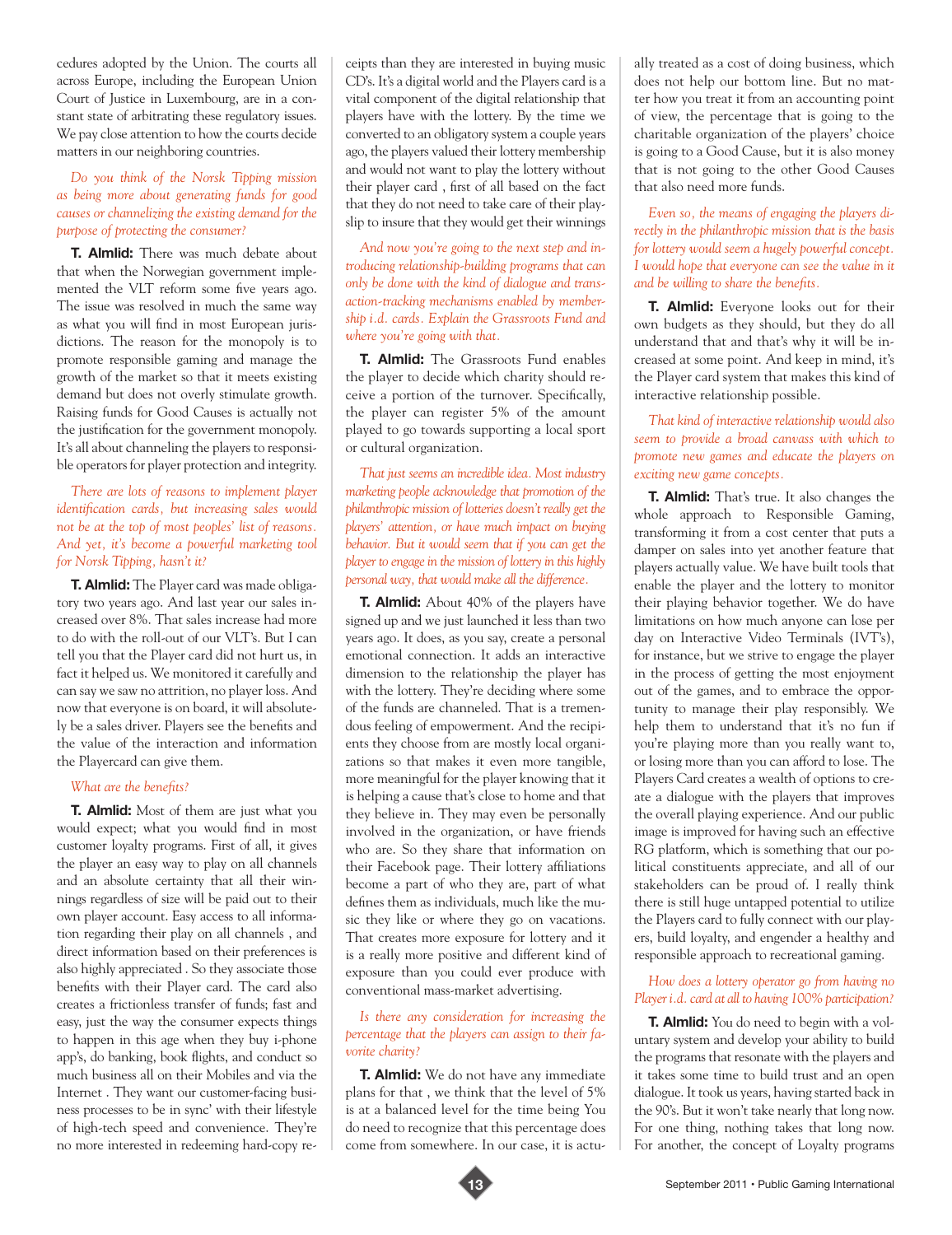cedures adopted by the Union. The courts all across Europe, including the European Union Court of Justice in Luxembourg, are in a constant state of arbitrating these regulatory issues. We pay close attention to how the courts decide matters in our neighboring countries.

*Do you think of the Norsk Tipping mission as being more about generating funds for good causes or channelizing the existing demand for the purpose of protecting the consumer?*

**T. Almlid:** There was much debate about that when the Norwegian government implemented the VLT reform some five years ago. The issue was resolved in much the same way as what you will find in most European jurisdictions. The reason for the monopoly is to promote responsible gaming and manage the growth of the market so that it meets existing demand but does not overly stimulate growth. Raising funds for Good Causes is actually not the justification for the government monopoly. It's all about channeling the players to responsible operators for player protection and integrity.

*There are lots of reasons to implement player identification cards, but increasing sales would not be at the top of most peoples' list of reasons. And yet, it's become a powerful marketing tool for Norsk Tipping, hasn't it?*

**T. Almlid:** The Player card was made obligatory two years ago. And last year our sales increased over 8%. That sales increase had more to do with the roll-out of our VLT's. But I can tell you that the Player card did not hurt us, in fact it helped us. We monitored it carefully and can say we saw no attrition, no player loss. And now that everyone is on board, it will absolutely be a sales driver. Players see the benefits and the value of the interaction and information the Playercard can give them.

*What are the benefits?*

**T. Almlid:** Most of them are just what you would expect; what you would find in most customer loyalty programs. First of all, it gives the player an easy way to play on all channels and an absolute certainty that all their winnings regardless of size will be paid out to their own player account. Easy access to all information regarding their play on all channels , and direct information based on their preferences is also highly appreciated . So they associate those benefits with their Player card. The card also creates a frictionless transfer of funds; fast and easy, just the way the consumer expects things to happen in this age when they buy i-phone app's, do banking, book flights, and conduct so much business all on their Mobiles and via the Internet . They want our customer-facing business processes to be in sync' with their lifestyle of high-tech speed and convenience. They're no more interested in redeeming hard-copy receipts than they are interested in buying music CD's. It's a digital world and the Players card is a vital component of the digital relationship that players have with the lottery. By the time we converted to an obligatory system a couple years ago, the players valued their lottery membership and would not want to play the lottery without their player card , first of all based on the fact that they do not need to take care of their playslip to insure that they would get their winnings

*And now you're going to the next step and introducing relationship-building programs that can only be done with the kind of dialogue and transaction-tracking mechanisms enabled by membership i.d. cards. Explain the Grassroots Fund and where you're going with that.*

**T. Almlid:** The Grassroots Fund enables the player to decide which charity should receive a portion of the turnover. Specifically, the player can register 5% of the amount played to go towards supporting a local sport or cultural organization.

*That just seems an incredible idea. Most industry marketing people acknowledge that promotion of the philanthropic mission of lotteries doesn't really get the players' attention, or have much impact on buying behavior. But it would seem that if you can get the player to engage in the mission of lottery in this highly personal way, that would make all the difference.*

**T. Almlid:** About 40% of the players have signed up and we just launched it less than two years ago. It does, as you say, create a personal emotional connection. It adds an interactive dimension to the relationship the player has with the lottery. They're deciding where some of the funds are channeled. That is a tremendous feeling of empowerment. And the recipients they choose from are mostly local organizations so that makes it even more tangible, more meaningful for the player knowing that it is helping a cause that's close to home and that they believe in. They may even be personally involved in the organization, or have friends who are. So they share that information on their Facebook page. Their lottery affiliations become a part of who they are, part of what defines them as individuals, much like the music they like or where they go on vacations. That creates more exposure for lottery and it is a really more positive and different kind of exposure than you could ever produce with conventional mass-market advertising.

*Is there any consideration for increasing the percentage that the players can assign to their favorite charity?*

**T. Almlid:** We do not have any immediate plans for that , we think that the level of 5% is at a balanced level for the time being You do need to recognize that this percentage does come from somewhere. In our case, it is actually treated as a cost of doing business, which does not help our bottom line. But no matter how you treat it from an accounting point of view, the percentage that is going to the charitable organization of the players' choice is going to a Good Cause, but it is also money that is not going to the other Good Causes that also need more funds.

*Even so, the means of engaging the players directly in the philanthropic mission that is the basis for lottery would seem a hugely powerful concept. I would hope that everyone can see the value in it and be willing to share the benefits.*

**T. Almlid:** Everyone looks out for their own budgets as they should, but they do all understand that and that's why it will be increased at some point. And keep in mind, it's the Player card system that makes this kind of interactive relationship possible.

*That kind of interactive relationship would also seem to provide a broad canvass with which to promote new games and educate the players on exciting new game concepts.*

**T. Almlid:** That's true. It also changes the whole approach to Responsible Gaming, transforming it from a cost center that puts a damper on sales into yet another feature that players actually value. We have built tools that enable the player and the lottery to monitor their playing behavior together. We do have limitations on how much anyone can lose per day on Interactive Video Terminals (IVT's), for instance, but we strive to engage the player in the process of getting the most enjoyment out of the games, and to embrace the opportunity to manage their play responsibly. We help them to understand that it's no fun if you're playing more than you really want to, or losing more than you can afford to lose. The Players Card creates a wealth of options to create a dialogue with the players that improves the overall playing experience. And our public image is improved for having such an effective RG platform, which is something that our political constituents appreciate, and all of our stakeholders can be proud of. I really think there is still huge untapped potential to utilize the Players card to fully connect with our players, build loyalty, and engender a healthy and responsible approach to recreational gaming.

*How does a lottery operator go from having no Player i.d. card at all to having 100% participation?*

**T. Almlid:** You do need to begin with a voluntary system and develop your ability to build the programs that resonate with the players and it takes some time to build trust and an open dialogue. It took us years, having started back in the 90's. But it won't take nearly that long now. For one thing, nothing takes that long now. For another, the concept of Loyalty programs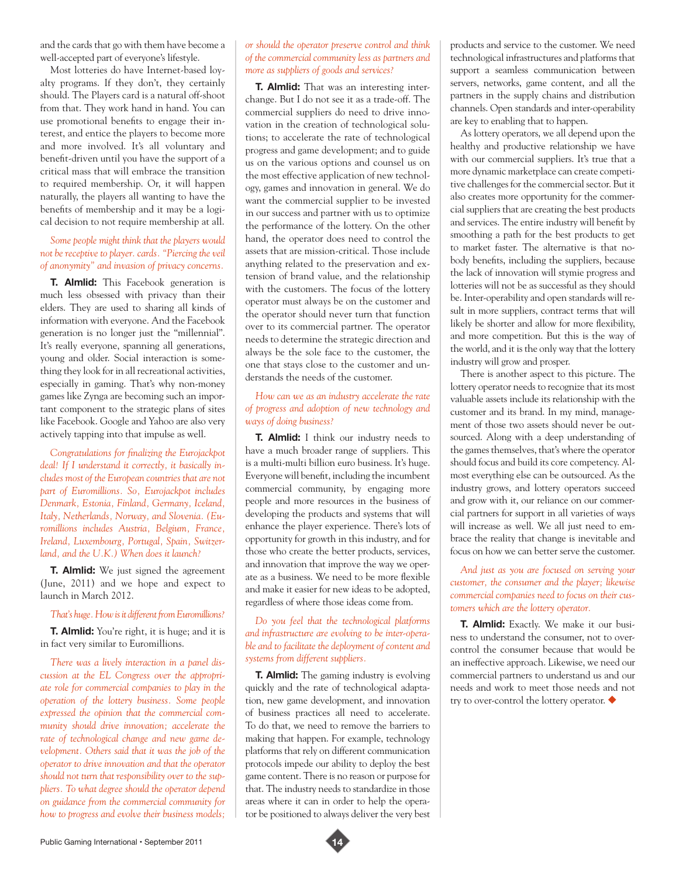and the cards that go with them have become a well-accepted part of everyone's lifestyle.

Most lotteries do have Internet-based loyalty programs. If they don't, they certainly should. The Players card is a natural off-shoot from that. They work hand in hand. You can use promotional benefits to engage their interest, and entice the players to become more and more involved. It's all voluntary and benefit-driven until you have the support of a critical mass that will embrace the transition to required membership. Or, it will happen naturally, the players all wanting to have the benefits of membership and it may be a logical decision to not require membership at all.

*Some people might think that the players would not be receptive to player. cards. "Piercing the veil of anonymity" and invasion of privacy concerns.*

**T. Almlid:** This Facebook generation is much less obsessed with privacy than their elders. They are used to sharing all kinds of information with everyone. And the Facebook generation is no longer just the "millennial". It's really everyone, spanning all generations, young and older. Social interaction is something they look for in all recreational activities, especially in gaming. That's why non-money games like Zynga are becoming such an important component to the strategic plans of sites like Facebook. Google and Yahoo are also very actively tapping into that impulse as well.

*Congratulations for finalizing the Eurojackpot deal! If I understand it correctly, it basically includes most of the European countries that are not part of Euromillions. So, Eurojackpot includes Denmark, Estonia, Finland, Germany, Iceland, Italy, Netherlands, Norway, and Slovenia. (Euromillions includes Austria, Belgium, France, Ireland, Luxembourg, Portugal, Spain, Switzerland, and the U.K.) When does it launch?*

**T. Almlid:** We just signed the agreement (June, 2011) and we hope and expect to launch in March 2012.

*That's huge. How is it different from Euromillions?*

**T. Almlid:** You're right, it is huge; and it is in fact very similar to Euromillions.

*There was a lively interaction in a panel discussion at the EL Congress over the appropriate role for commercial companies to play in the operation of the lottery business. Some people expressed the opinion that the commercial community should drive innovation; accelerate the rate of technological change and new game development. Others said that it was the job of the operator to drive innovation and that the operator should not turn that responsibility over to the suppliers. To what degree should the operator depend on guidance from the commercial community for how to progress and evolve their business models; or should the operator preserve control and think of the commercial community less as partners and more as suppliers of goods and services?*

**T. Almlid:** That was an interesting interchange. But I do not see it as a trade-off. The commercial suppliers do need to drive innovation in the creation of technological solutions; to accelerate the rate of technological progress and game development; and to guide us on the various options and counsel us on the most effective application of new technology, games and innovation in general. We do want the commercial supplier to be invested in our success and partner with us to optimize the performance of the lottery. On the other hand, the operator does need to control the assets that are mission-critical. Those include anything related to the preservation and extension of brand value, and the relationship with the customers. The focus of the lottery operator must always be on the customer and the operator should never turn that function over to its commercial partner. The operator needs to determine the strategic direction and always be the sole face to the customer, the one that stays close to the customer and understands the needs of the customer.

*How can we as an industry accelerate the rate of progress and adoption of new technology and ways of doing business?*

**T. Almlid:** I think our industry needs to have a much broader range of suppliers. This is a multi-multi billion euro business. It's huge. Everyone will benefit, including the incumbent commercial community, by engaging more people and more resources in the business of developing the products and systems that will enhance the player experience. There's lots of opportunity for growth in this industry, and for those who create the better products, services, and innovation that improve the way we operate as a business. We need to be more flexible and make it easier for new ideas to be adopted, regardless of where those ideas come from.

*Do you feel that the technological platforms and infrastructure are evolving to be inter-operable and to facilitate the deployment of content and systems from different suppliers.*

**T. Almlid:** The gaming industry is evolving quickly and the rate of technological adaptation, new game development, and innovation of business practices all need to accelerate. To do that, we need to remove the barriers to making that happen. For example, technology platforms that rely on different communication protocols impede our ability to deploy the best game content. There is no reason or purpose for that. The industry needs to standardize in those areas where it can in order to help the operator be positioned to always deliver the very best products and service to the customer. We need technological infrastructures and platforms that support a seamless communication between servers, networks, game content, and all the partners in the supply chains and distribution channels. Open standards and inter-operability are key to enabling that to happen.

As lottery operators, we all depend upon the healthy and productive relationship we have with our commercial suppliers. It's true that a more dynamic marketplace can create competitive challenges for the commercial sector. But it also creates more opportunity for the commercial suppliers that are creating the best products and services. The entire industry will benefit by smoothing a path for the best products to get to market faster. The alternative is that nobody benefits, including the suppliers, because the lack of innovation will stymie progress and lotteries will not be as successful as they should be. Inter-operability and open standards will result in more suppliers, contract terms that will likely be shorter and allow for more flexibility, and more competition. But this is the way of the world, and it is the only way that the lottery industry will grow and prosper.

There is another aspect to this picture. The lottery operator needs to recognize that its most valuable assets include its relationship with the customer and its brand. In my mind, management of those two assets should never be outsourced. Along with a deep understanding of the games themselves, that's where the operator should focus and build its core competency. Almost everything else can be outsourced. As the industry grows, and lottery operators succeed and grow with it, our reliance on our commercial partners for support in all varieties of ways will increase as well. We all just need to embrace the reality that change is inevitable and focus on how we can better serve the customer.

*And just as you are focused on serving your customer, the consumer and the player; likewise commercial companies need to focus on their customers which are the lottery operator.*

**T. Almlid:** Exactly. We make it our business to understand the consumer, not to over-control the consumer because that would be an ineffective approach. Likewise, we need our commercial partners to understand us and our needs and work to meet those needs and not try to over-control the lottery operator. ◆